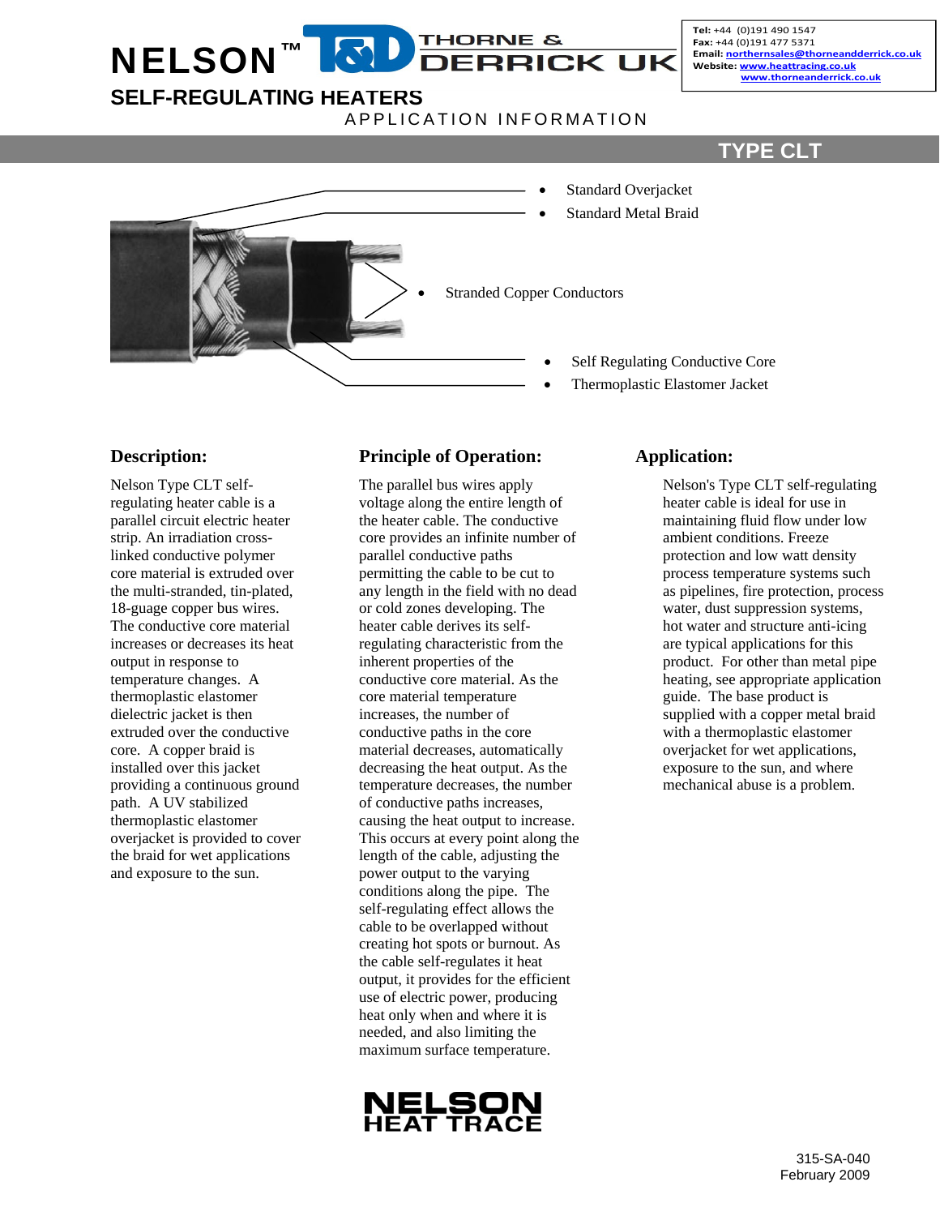NELSON™ THORNE & DERRICK UK

**Tel:** +44 (0)191 490 1547
**Fax:** +44 (0)191 477 5371
**Email:** northernsales@thorneandderrick.co.uk
**Website:** www.heattracing.co.uk
www.thorneanderrick.co.uk

# SELF-REGULATING HEATERS

APPLICATION INFORMATION

## TYPE CLT

- Standard Overjacket
- Standard Metal Braid
- Stranded Copper Conductors
- Self Regulating Conductive Core
- Thermoplastic Elastomer Jacket

## Description:

Nelson Type CLT self-regulating heater cable is a parallel circuit electric heater strip. An irradiation cross-linked conductive polymer core material is extruded over the multi-stranded, tin-plated, 18-guage copper bus wires. The conductive core material increases or decreases its heat output in response to temperature changes. A thermoplastic elastomer dielectric jacket is then extruded over the conductive core. A copper braid is installed over this jacket providing a continuous ground path. A UV stabilized thermoplastic elastomer overjacket is provided to cover the braid for wet applications and exposure to the sun.

## Principle of Operation:

The parallel bus wires apply voltage along the entire length of the heater cable. The conductive core provides an infinite number of parallel conductive paths permitting the cable to be cut to any length in the field with no dead or cold zones developing. The heater cable derives its self-regulating characteristic from the inherent properties of the conductive core material. As the core material temperature increases, the number of conductive paths in the core material decreases, automatically decreasing the heat output. As the temperature decreases, the number of conductive paths increases, causing the heat output to increase. This occurs at every point along the length of the cable, adjusting the power output to the varying conditions along the pipe. The self-regulating effect allows the cable to be overlapped without creating hot spots or burnout. As the cable self-regulates it heat output, it provides for the efficient use of electric power, producing heat only when and where it is needed, and also limiting the maximum surface temperature.

## Application:

Nelson's Type CLT self-regulating heater cable is ideal for use in maintaining fluid flow under low ambient conditions. Freeze protection and low watt density process temperature systems such as pipelines, fire protection, process water, dust suppression systems, hot water and structure anti-icing are typical applications for this product. For other than metal pipe heating, see appropriate application guide. The base product is supplied with a copper metal braid with a thermoplastic elastomer overjacket for wet applications, exposure to the sun, and where mechanical abuse is a problem.

NELSON HEAT TRACE

315-SA-040
February 2009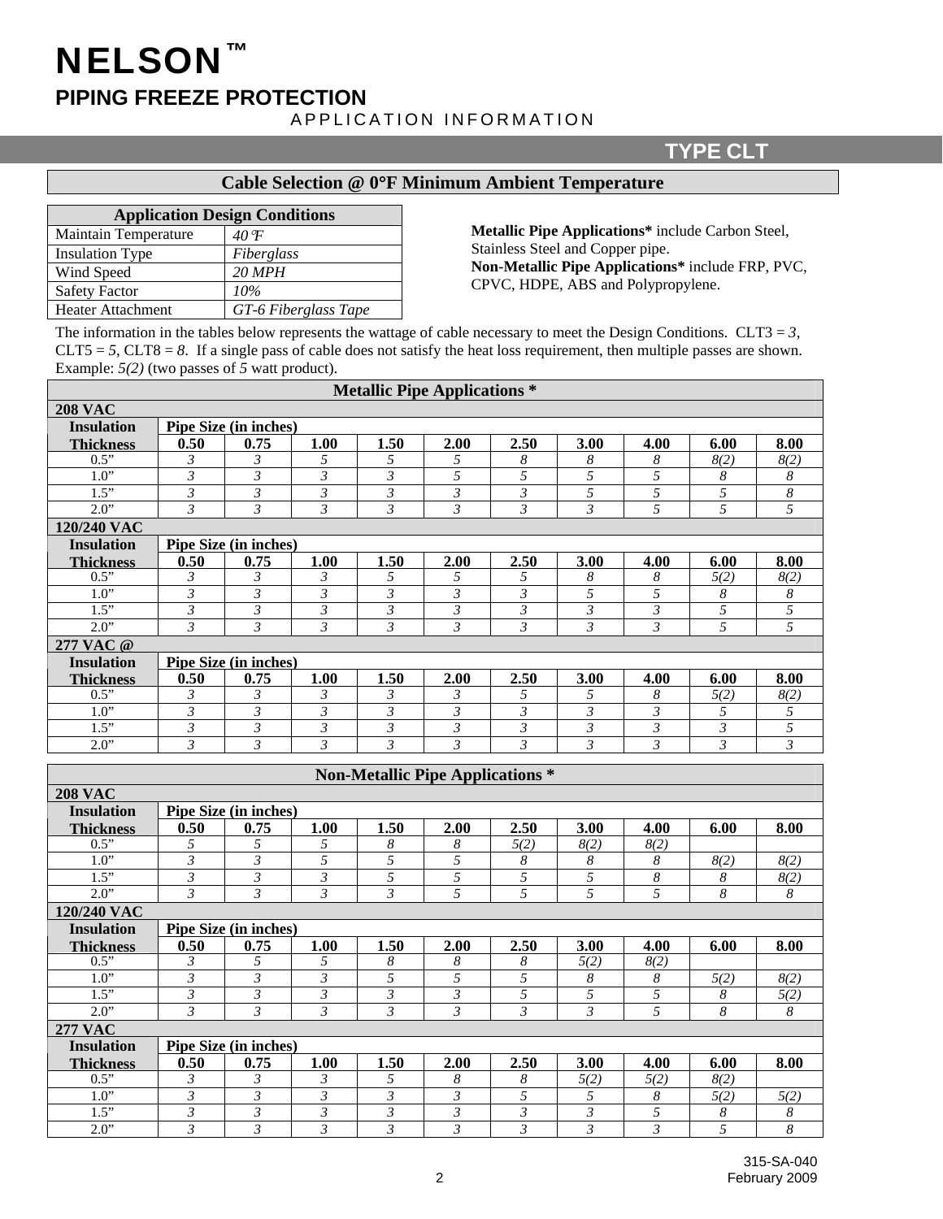# NELSON™

## PIPING FREEZE PROTECTION

APPLICATION INFORMATION

## TYPE CLT

### Cable Selection @ 0°F Minimum Ambient Temperature

| Application Design Conditions | |
|---|---|
| Maintain Temperature | *40°F* |
| Insulation Type | *Fiberglass* |
| Wind Speed | *20 MPH* |
| Safety Factor | *10%* |
| Heater Attachment | *GT-6 Fiberglass Tape* |

**Metallic Pipe Applications*** include Carbon Steel, Stainless Steel and Copper pipe.
**Non-Metallic Pipe Applications*** include FRP, PVC, CPVC, HDPE, ABS and Polypropylene.

The information in the tables below represents the wattage of cable necessary to meet the Design Conditions. CLT3 = *3*, CLT5 = *5*, CLT8 = *8*. If a single pass of cable does not satisfy the heat loss requirement, then multiple passes are shown. Example: *5(2)* (two passes of *5* watt product).

### Metallic Pipe Applications *

**208 VAC**

| Insulation Thickness | Pipe Size (in inches) 0.50 | 0.75 | 1.00 | 1.50 | 2.00 | 2.50 | 3.00 | 4.00 | 6.00 | 8.00 |
|---|---|---|---|---|---|---|---|---|---|---|
| 0.5" | 3 | 3 | 5 | 5 | 5 | 8 | 8 | 8 | 8(2) | 8(2) |
| 1.0" | 3 | 3 | 3 | 3 | 5 | 5 | 5 | 5 | 8 | 8 |
| 1.5" | 3 | 3 | 3 | 3 | 3 | 3 | 5 | 5 | 5 | 8 |
| 2.0" | 3 | 3 | 3 | 3 | 3 | 3 | 3 | 5 | 5 | 5 |

**120/240 VAC**

| Insulation Thickness | Pipe Size (in inches) 0.50 | 0.75 | 1.00 | 1.50 | 2.00 | 2.50 | 3.00 | 4.00 | 6.00 | 8.00 |
|---|---|---|---|---|---|---|---|---|---|---|
| 0.5" | 3 | 3 | 3 | 5 | 5 | 5 | 8 | 8 | 5(2) | 8(2) |
| 1.0" | 3 | 3 | 3 | 3 | 3 | 3 | 5 | 5 | 8 | 8 |
| 1.5" | 3 | 3 | 3 | 3 | 3 | 3 | 3 | 3 | 5 | 5 |
| 2.0" | 3 | 3 | 3 | 3 | 3 | 3 | 3 | 3 | 5 | 5 |

**277 VAC @**

| Insulation Thickness | Pipe Size (in inches) 0.50 | 0.75 | 1.00 | 1.50 | 2.00 | 2.50 | 3.00 | 4.00 | 6.00 | 8.00 |
|---|---|---|---|---|---|---|---|---|---|---|
| 0.5" | 3 | 3 | 3 | 3 | 3 | 5 | 5 | 8 | 5(2) | 8(2) |
| 1.0" | 3 | 3 | 3 | 3 | 3 | 3 | 3 | 3 | 5 | 5 |
| 1.5" | 3 | 3 | 3 | 3 | 3 | 3 | 3 | 3 | 3 | 5 |
| 2.0" | 3 | 3 | 3 | 3 | 3 | 3 | 3 | 3 | 3 | 3 |

### Non-Metallic Pipe Applications *

**208 VAC**

| Insulation Thickness | Pipe Size (in inches) 0.50 | 0.75 | 1.00 | 1.50 | 2.00 | 2.50 | 3.00 | 4.00 | 6.00 | 8.00 |
|---|---|---|---|---|---|---|---|---|---|---|
| 0.5" | 5 | 5 | 5 | 8 | 8 | 5(2) | 8(2) | 8(2) | | |
| 1.0" | 3 | 3 | 5 | 5 | 5 | 8 | 8 | 8 | 8(2) | 8(2) |
| 1.5" | 3 | 3 | 3 | 5 | 5 | 5 | 5 | 8 | 8 | 8(2) |
| 2.0" | 3 | 3 | 3 | 3 | 5 | 5 | 5 | 5 | 8 | 8 |

**120/240 VAC**

| Insulation Thickness | Pipe Size (in inches) 0.50 | 0.75 | 1.00 | 1.50 | 2.00 | 2.50 | 3.00 | 4.00 | 6.00 | 8.00 |
|---|---|---|---|---|---|---|---|---|---|---|
| 0.5" | 3 | 5 | 5 | 8 | 8 | 8 | 5(2) | 8(2) | | |
| 1.0" | 3 | 3 | 3 | 5 | 5 | 5 | 8 | 8 | 5(2) | 8(2) |
| 1.5" | 3 | 3 | 3 | 3 | 3 | 5 | 5 | 5 | 8 | 5(2) |
| 2.0" | 3 | 3 | 3 | 3 | 3 | 3 | 3 | 5 | 8 | 8 |

**277 VAC**

| Insulation Thickness | Pipe Size (in inches) 0.50 | 0.75 | 1.00 | 1.50 | 2.00 | 2.50 | 3.00 | 4.00 | 6.00 | 8.00 |
|---|---|---|---|---|---|---|---|---|---|---|
| 0.5" | 3 | 3 | 3 | 5 | 8 | 8 | 5(2) | 5(2) | 8(2) | |
| 1.0" | 3 | 3 | 3 | 3 | 3 | 5 | 5 | 8 | 5(2) | 5(2) |
| 1.5" | 3 | 3 | 3 | 3 | 3 | 3 | 3 | 5 | 8 | 8 |
| 2.0" | 3 | 3 | 3 | 3 | 3 | 3 | 3 | 3 | 5 | 8 |

315-SA-040
February 2009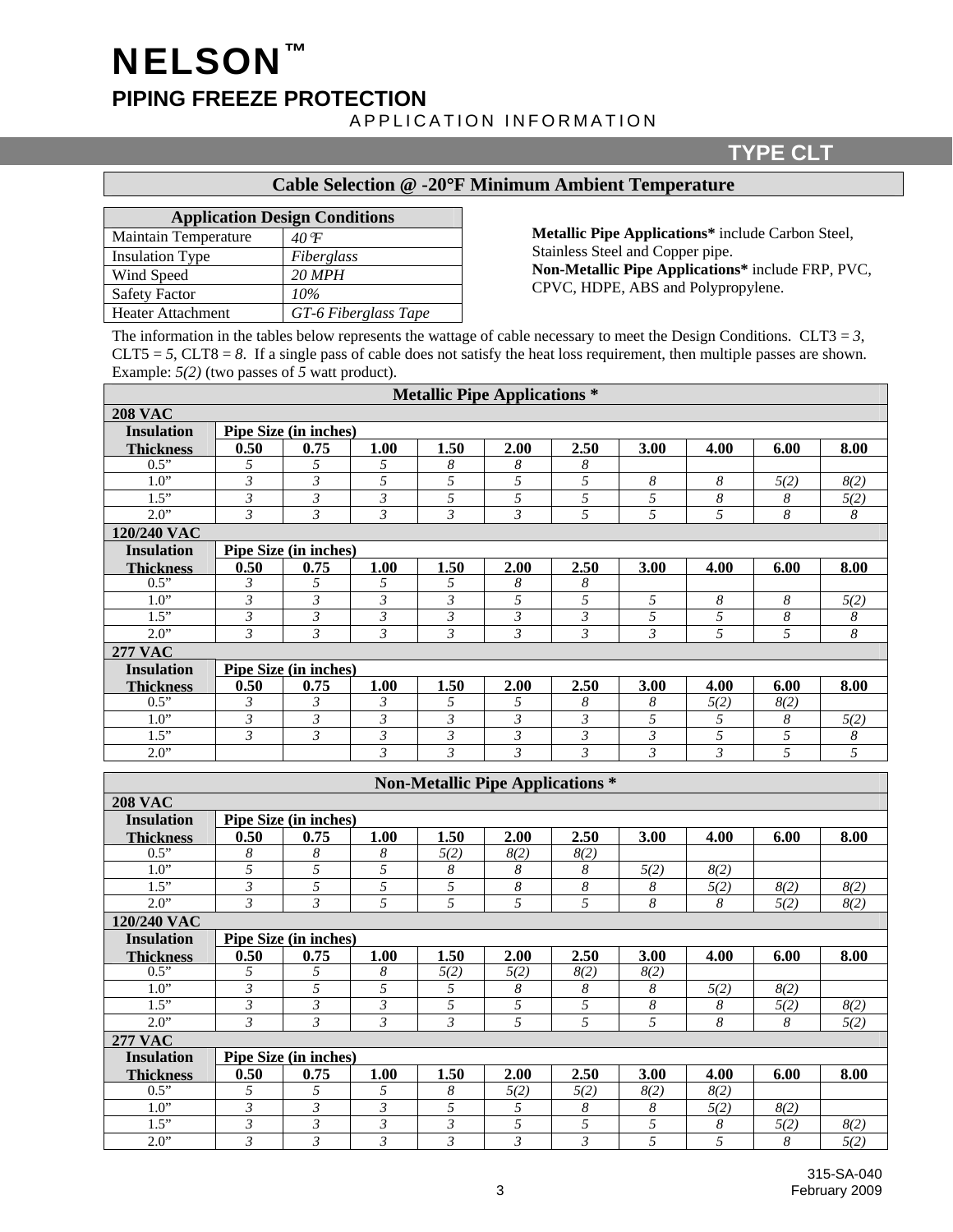# NELSON™

## PIPING FREEZE PROTECTION

APPLICATION INFORMATION

### TYPE CLT

## Cable Selection @ -20°F Minimum Ambient Temperature

| Application Design Conditions | |
|---|---|
| Maintain Temperature | *40°F* |
| Insulation Type | *Fiberglass* |
| Wind Speed | *20 MPH* |
| Safety Factor | *10%* |
| Heater Attachment | *GT-6 Fiberglass Tape* |

**Metallic Pipe Applications*** include Carbon Steel, Stainless Steel and Copper pipe.
**Non-Metallic Pipe Applications*** include FRP, PVC, CPVC, HDPE, ABS and Polypropylene.

The information in the tables below represents the wattage of cable necessary to meet the Design Conditions. CLT3 = *3*, CLT5 = *5*, CLT8 = *8*. If a single pass of cable does not satisfy the heat loss requirement, then multiple passes are shown. Example: *5(2)* (two passes of *5* watt product).

### Metallic Pipe Applications *

**208 VAC**

| Insulation Thickness | Pipe Size (in inches) 0.50 | 0.75 | 1.00 | 1.50 | 2.00 | 2.50 | 3.00 | 4.00 | 6.00 | 8.00 |
|---|---|---|---|---|---|---|---|---|---|---|
| 0.5” | 5 | 5 | 5 | 8 | 8 | 8 | | | | |
| 1.0” | 3 | 3 | 5 | 5 | 5 | 5 | 8 | 8 | 5(2) | 8(2) |
| 1.5” | 3 | 3 | 3 | 5 | 5 | 5 | 5 | 8 | 8 | 5(2) |
| 2.0” | 3 | 3 | 3 | 3 | 3 | 5 | 5 | 5 | 8 | 8 |

**120/240 VAC**

| Insulation Thickness | Pipe Size (in inches) 0.50 | 0.75 | 1.00 | 1.50 | 2.00 | 2.50 | 3.00 | 4.00 | 6.00 | 8.00 |
|---|---|---|---|---|---|---|---|---|---|---|
| 0.5” | 3 | 5 | 5 | 5 | 8 | 8 | | | | |
| 1.0” | 3 | 3 | 3 | 3 | 5 | 5 | 5 | 8 | 8 | 5(2) |
| 1.5” | 3 | 3 | 3 | 3 | 3 | 3 | 5 | 5 | 8 | 8 |
| 2.0” | 3 | 3 | 3 | 3 | 3 | 3 | 3 | 5 | 5 | 8 |

**277 VAC**

| Insulation Thickness | Pipe Size (in inches) 0.50 | 0.75 | 1.00 | 1.50 | 2.00 | 2.50 | 3.00 | 4.00 | 6.00 | 8.00 |
|---|---|---|---|---|---|---|---|---|---|---|
| 0.5” | 3 | 3 | 3 | 5 | 5 | 8 | 8 | 5(2) | 8(2) | |
| 1.0” | 3 | 3 | 3 | 3 | 3 | 3 | 5 | 5 | 8 | 5(2) |
| 1.5” | 3 | 3 | 3 | 3 | 3 | 3 | 3 | 5 | 5 | 8 |
| 2.0” | | | 3 | 3 | 3 | 3 | 3 | 3 | 5 | 5 |

### Non-Metallic Pipe Applications *

**208 VAC**

| Insulation Thickness | Pipe Size (in inches) 0.50 | 0.75 | 1.00 | 1.50 | 2.00 | 2.50 | 3.00 | 4.00 | 6.00 | 8.00 |
|---|---|---|---|---|---|---|---|---|---|---|
| 0.5” | 8 | 8 | 8 | 5(2) | 8(2) | 8(2) | | | | |
| 1.0” | 5 | 5 | 5 | 8 | 8 | 8 | 5(2) | 8(2) | | |
| 1.5” | 3 | 5 | 5 | 5 | 8 | 8 | 8 | 5(2) | 8(2) | 8(2) |
| 2.0” | 3 | 3 | 5 | 5 | 5 | 5 | 8 | 8 | 5(2) | 8(2) |

**120/240 VAC**

| Insulation Thickness | Pipe Size (in inches) 0.50 | 0.75 | 1.00 | 1.50 | 2.00 | 2.50 | 3.00 | 4.00 | 6.00 | 8.00 |
|---|---|---|---|---|---|---|---|---|---|---|
| 0.5” | 5 | 5 | 8 | 5(2) | 5(2) | 8(2) | 8(2) | | | |
| 1.0” | 3 | 5 | 5 | 5 | 8 | 8 | 8 | 5(2) | 8(2) | |
| 1.5” | 3 | 3 | 3 | 5 | 5 | 5 | 8 | 8 | 5(2) | 8(2) |
| 2.0” | 3 | 3 | 3 | 3 | 5 | 5 | 5 | 8 | 8 | 5(2) |

**277 VAC**

| Insulation Thickness | Pipe Size (in inches) 0.50 | 0.75 | 1.00 | 1.50 | 2.00 | 2.50 | 3.00 | 4.00 | 6.00 | 8.00 |
|---|---|---|---|---|---|---|---|---|---|---|
| 0.5” | 5 | 5 | 5 | 8 | 5(2) | 5(2) | 8(2) | 8(2) | | |
| 1.0” | 3 | 3 | 3 | 5 | 5 | 8 | 8 | 5(2) | 8(2) | |
| 1.5” | 3 | 3 | 3 | 3 | 5 | 5 | 5 | 8 | 5(2) | 8(2) |
| 2.0” | 3 | 3 | 3 | 3 | 3 | 3 | 5 | 5 | 8 | 5(2) |

315-SA-040
February 2009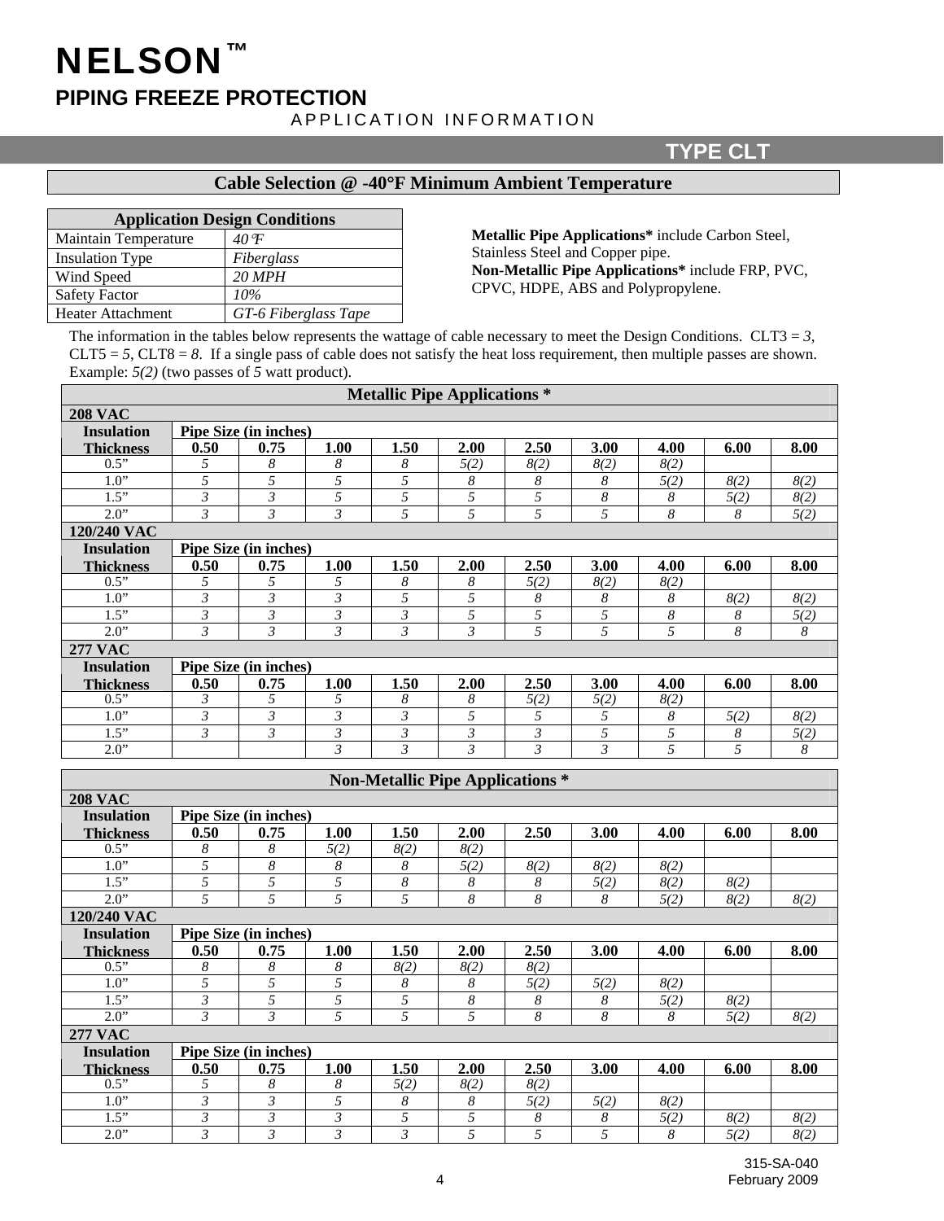# NELSON™

## PIPING FREEZE PROTECTION

APPLICATION INFORMATION

### TYPE CLT

### Cable Selection @ -40°F Minimum Ambient Temperature

| Application Design Conditions | |
|---|---|
| Maintain Temperature | *40°F* |
| Insulation Type | *Fiberglass* |
| Wind Speed | *20 MPH* |
| Safety Factor | *10%* |
| Heater Attachment | *GT-6 Fiberglass Tape* |

**Metallic Pipe Applications*** include Carbon Steel, Stainless Steel and Copper pipe.
**Non-Metallic Pipe Applications*** include FRP, PVC, CPVC, HDPE, ABS and Polypropylene.

The information in the tables below represents the wattage of cable necessary to meet the Design Conditions. CLT3 = *3*, CLT5 = *5*, CLT8 = *8*. If a single pass of cable does not satisfy the heat loss requirement, then multiple passes are shown. Example: *5(2)* (two passes of *5* watt product).

**Metallic Pipe Applications ***

**208 VAC**

| Insulation Thickness | Pipe Size (in inches) 0.50 | 0.75 | 1.00 | 1.50 | 2.00 | 2.50 | 3.00 | 4.00 | 6.00 | 8.00 |
|---|---|---|---|---|---|---|---|---|---|---|
| 0.5” | 5 | 8 | 8 | 8 | 5(2) | 8(2) | 8(2) | 8(2) | | |
| 1.0” | 5 | 5 | 5 | 5 | 8 | 8 | 8 | 5(2) | 8(2) | 8(2) |
| 1.5” | 3 | 3 | 5 | 5 | 5 | 5 | 8 | 8 | 5(2) | 8(2) |
| 2.0” | 3 | 3 | 3 | 5 | 5 | 5 | 5 | 8 | 8 | 5(2) |

**120/240 VAC**

| Insulation Thickness | Pipe Size (in inches) 0.50 | 0.75 | 1.00 | 1.50 | 2.00 | 2.50 | 3.00 | 4.00 | 6.00 | 8.00 |
|---|---|---|---|---|---|---|---|---|---|---|
| 0.5” | 5 | 5 | 5 | 8 | 8 | 5(2) | 8(2) | 8(2) | | |
| 1.0” | 3 | 3 | 3 | 5 | 5 | 8 | 8 | 8 | 8(2) | 8(2) |
| 1.5” | 3 | 3 | 3 | 3 | 5 | 5 | 5 | 8 | 8 | 5(2) |
| 2.0” | 3 | 3 | 3 | 3 | 3 | 5 | 5 | 5 | 8 | 8 |

**277 VAC**

| Insulation Thickness | Pipe Size (in inches) 0.50 | 0.75 | 1.00 | 1.50 | 2.00 | 2.50 | 3.00 | 4.00 | 6.00 | 8.00 |
|---|---|---|---|---|---|---|---|---|---|---|
| 0.5” | 3 | 5 | 5 | 8 | 8 | 5(2) | 5(2) | 8(2) | | |
| 1.0” | 3 | 3 | 3 | 3 | 5 | 5 | 5 | 8 | 5(2) | 8(2) |
| 1.5” | 3 | 3 | 3 | 3 | 3 | 3 | 5 | 5 | 8 | 5(2) |
| 2.0” | | | 3 | 3 | 3 | 3 | 3 | 5 | 5 | 8 |

**Non-Metallic Pipe Applications ***

**208 VAC**

| Insulation Thickness | Pipe Size (in inches) 0.50 | 0.75 | 1.00 | 1.50 | 2.00 | 2.50 | 3.00 | 4.00 | 6.00 | 8.00 |
|---|---|---|---|---|---|---|---|---|---|---|
| 0.5” | 8 | 8 | 5(2) | 8(2) | 8(2) | | | | | |
| 1.0” | 5 | 8 | 8 | 8 | 5(2) | 8(2) | 8(2) | 8(2) | | |
| 1.5” | 5 | 5 | 5 | 8 | 8 | 8 | 5(2) | 8(2) | 8(2) | |
| 2.0” | 5 | 5 | 5 | 5 | 8 | 8 | 8 | 5(2) | 8(2) | 8(2) |

**120/240 VAC**

| Insulation Thickness | Pipe Size (in inches) 0.50 | 0.75 | 1.00 | 1.50 | 2.00 | 2.50 | 3.00 | 4.00 | 6.00 | 8.00 |
|---|---|---|---|---|---|---|---|---|---|---|
| 0.5” | 8 | 8 | 8 | 8(2) | 8(2) | 8(2) | | | | |
| 1.0” | 5 | 5 | 5 | 8 | 8 | 5(2) | 5(2) | 8(2) | | |
| 1.5” | 3 | 5 | 5 | 5 | 8 | 8 | 8 | 5(2) | 8(2) | |
| 2.0” | 3 | 3 | 5 | 5 | 5 | 8 | 8 | 8 | 5(2) | 8(2) |

**277 VAC**

| Insulation Thickness | Pipe Size (in inches) 0.50 | 0.75 | 1.00 | 1.50 | 2.00 | 2.50 | 3.00 | 4.00 | 6.00 | 8.00 |
|---|---|---|---|---|---|---|---|---|---|---|
| 0.5” | 5 | 8 | 8 | 5(2) | 8(2) | 8(2) | | | | |
| 1.0” | 3 | 3 | 5 | 8 | 8 | 5(2) | 5(2) | 8(2) | | |
| 1.5” | 3 | 3 | 3 | 5 | 5 | 8 | 8 | 5(2) | 8(2) | 8(2) |
| 2.0” | 3 | 3 | 3 | 3 | 5 | 5 | 5 | 8 | 5(2) | 8(2) |

315-SA-040
February 2009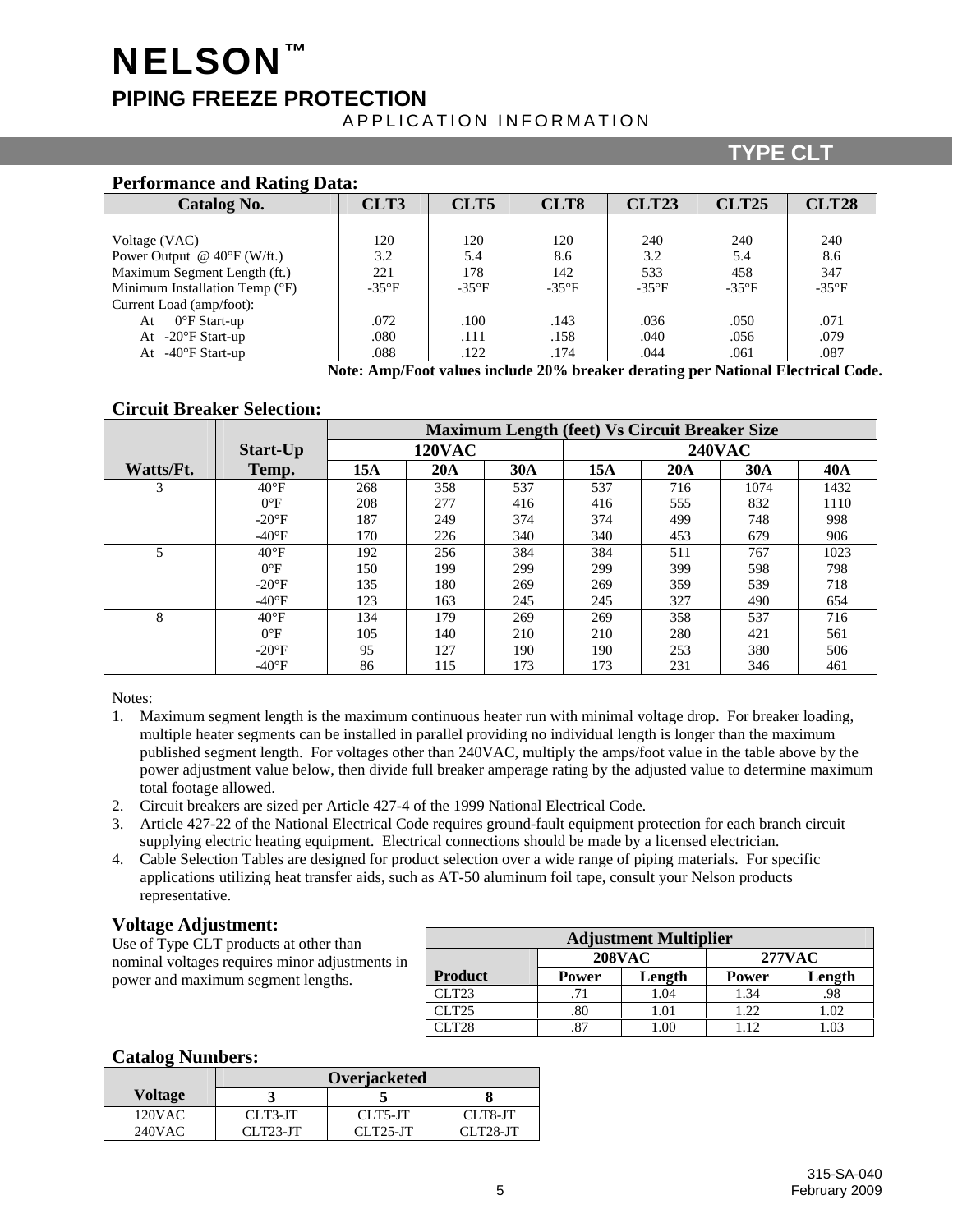# NELSON™

## PIPING FREEZE PROTECTION

APPLICATION INFORMATION

**TYPE CLT**

### Performance and Rating Data:

| Catalog No. | CLT3 | CLT5 | CLT8 | CLT23 | CLT25 | CLT28 |
|---|---|---|---|---|---|---|
| Voltage (VAC) | 120 | 120 | 120 | 240 | 240 | 240 |
| Power Output @ 40°F (W/ft.) | 3.2 | 5.4 | 8.6 | 3.2 | 5.4 | 8.6 |
| Maximum Segment Length (ft.) | 221 | 178 | 142 | 533 | 458 | 347 |
| Minimum Installation Temp (°F) | -35°F | -35°F | -35°F | -35°F | -35°F | -35°F |
| Current Load (amp/foot): | | | | | | |
| At 0°F Start-up | .072 | .100 | .143 | .036 | .050 | .071 |
| At -20°F Start-up | .080 | .111 | .158 | .040 | .056 | .079 |
| At -40°F Start-up | .088 | .122 | .174 | .044 | .061 | .087 |

**Note: Amp/Foot values include 20% breaker derating per National Electrical Code.**

### Circuit Breaker Selection:

| | | Maximum Length (feet) Vs Circuit Breaker Size | | | | | | |
|---|---|---|---|---|---|---|---|---|
| | | 120VAC | | | 240VAC | | | |
| Watts/Ft. | Start-Up Temp. | 15A | 20A | 30A | 15A | 20A | 30A | 40A |
| 3 | 40°F | 268 | 358 | 537 | 537 | 716 | 1074 | 1432 |
| | 0°F | 208 | 277 | 416 | 416 | 555 | 832 | 1110 |
| | -20°F | 187 | 249 | 374 | 374 | 499 | 748 | 998 |
| | -40°F | 170 | 226 | 340 | 340 | 453 | 679 | 906 |
| 5 | 40°F | 192 | 256 | 384 | 384 | 511 | 767 | 1023 |
| | 0°F | 150 | 199 | 299 | 299 | 399 | 598 | 798 |
| | -20°F | 135 | 180 | 269 | 269 | 359 | 539 | 718 |
| | -40°F | 123 | 163 | 245 | 245 | 327 | 490 | 654 |
| 8 | 40°F | 134 | 179 | 269 | 269 | 358 | 537 | 716 |
| | 0°F | 105 | 140 | 210 | 210 | 280 | 421 | 561 |
| | -20°F | 95 | 127 | 190 | 190 | 253 | 380 | 506 |
| | -40°F | 86 | 115 | 173 | 173 | 231 | 346 | 461 |

Notes:

1. Maximum segment length is the maximum continuous heater run with minimal voltage drop. For breaker loading, multiple heater segments can be installed in parallel providing no individual length is longer than the maximum published segment length. For voltages other than 240VAC, multiply the amps/foot value in the table above by the power adjustment value below, then divide full breaker amperage rating by the adjusted value to determine maximum total footage allowed.
2. Circuit breakers are sized per Article 427-4 of the 1999 National Electrical Code.
3. Article 427-22 of the National Electrical Code requires ground-fault equipment protection for each branch circuit supplying electric heating equipment. Electrical connections should be made by a licensed electrician.
4. Cable Selection Tables are designed for product selection over a wide range of piping materials. For specific applications utilizing heat transfer aids, such as AT-50 aluminum foil tape, consult your Nelson products representative.

### Voltage Adjustment:

Use of Type CLT products at other than nominal voltages requires minor adjustments in power and maximum segment lengths.

| | Adjustment Multiplier | | | |
|---|---|---|---|---|
| | 208VAC | | 277VAC | |
| Product | Power | Length | Power | Length |
| CLT23 | .71 | 1.04 | 1.34 | .98 |
| CLT25 | .80 | 1.01 | 1.22 | 1.02 |
| CLT28 | .87 | 1.00 | 1.12 | 1.03 |

### Catalog Numbers:

| | Overjacketed | | |
|---|---|---|---|
| Voltage | 3 | 5 | 8 |
| 120VAC | CLT3-JT | CLT5-JT | CLT8-JT |
| 240VAC | CLT23-JT | CLT25-JT | CLT28-JT |

315-SA-040
February 2009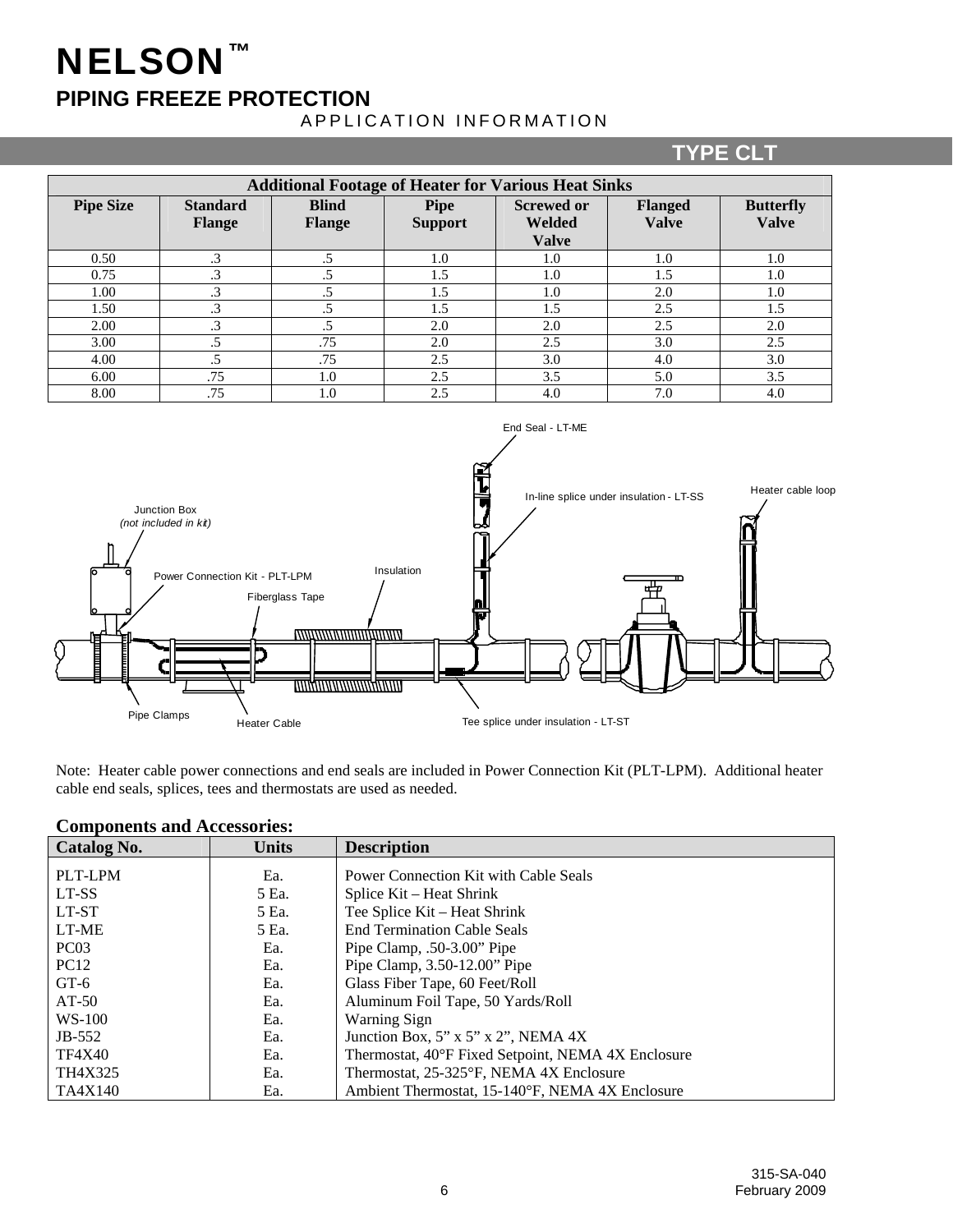# NELSON™

## PIPING FREEZE PROTECTION

APPLICATION INFORMATION

### TYPE CLT

| Additional Footage of Heater for Various Heat Sinks | | | | | | |
|---|---|---|---|---|---|---|
| **Pipe Size** | **Standard Flange** | **Blind Flange** | **Pipe Support** | **Screwed or Welded Valve** | **Flanged Valve** | **Butterfly Valve** |
| 0.50 | .3 | .5 | 1.0 | 1.0 | 1.0 | 1.0 |
| 0.75 | .3 | .5 | 1.5 | 1.0 | 1.5 | 1.0 |
| 1.00 | .3 | .5 | 1.5 | 1.0 | 2.0 | 1.0 |
| 1.50 | .3 | .5 | 1.5 | 1.5 | 2.5 | 1.5 |
| 2.00 | .3 | .5 | 2.0 | 2.0 | 2.5 | 2.0 |
| 3.00 | .5 | .75 | 2.0 | 2.5 | 3.0 | 2.5 |
| 4.00 | .5 | .75 | 2.5 | 3.0 | 4.0 | 3.0 |
| 6.00 | .75 | 1.0 | 2.5 | 3.5 | 5.0 | 3.5 |
| 8.00 | .75 | 1.0 | 2.5 | 4.0 | 7.0 | 4.0 |

End Seal - LT-ME

In-line splice under insulation - LT-SS

Heater cable loop

Junction Box *(not included in kit)*

Power Connection Kit - PLT-LPM

Insulation

Fiberglass Tape

Pipe Clamps

Heater Cable

Tee splice under insulation - LT-ST

Note: Heater cable power connections and end seals are included in Power Connection Kit (PLT-LPM). Additional heater cable end seals, splices, tees and thermostats are used as needed.

**Components and Accessories:**

| Catalog No. | Units | Description |
|---|---|---|
| PLT-LPM | Ea. | Power Connection Kit with Cable Seals |
| LT-SS | 5 Ea. | Splice Kit – Heat Shrink |
| LT-ST | 5 Ea. | Tee Splice Kit – Heat Shrink |
| LT-ME | 5 Ea. | End Termination Cable Seals |
| PC03 | Ea. | Pipe Clamp, .50-3.00" Pipe |
| PC12 | Ea. | Pipe Clamp, 3.50-12.00" Pipe |
| GT-6 | Ea. | Glass Fiber Tape, 60 Feet/Roll |
| AT-50 | Ea. | Aluminum Foil Tape, 50 Yards/Roll |
| WS-100 | Ea. | Warning Sign |
| JB-552 | Ea. | Junction Box, 5" x 5" x 2", NEMA 4X |
| TF4X40 | Ea. | Thermostat, 40°F Fixed Setpoint, NEMA 4X Enclosure |
| TH4X325 | Ea. | Thermostat, 25-325°F, NEMA 4X Enclosure |
| TA4X140 | Ea. | Ambient Thermostat, 15-140°F, NEMA 4X Enclosure |

315-SA-040
February 2009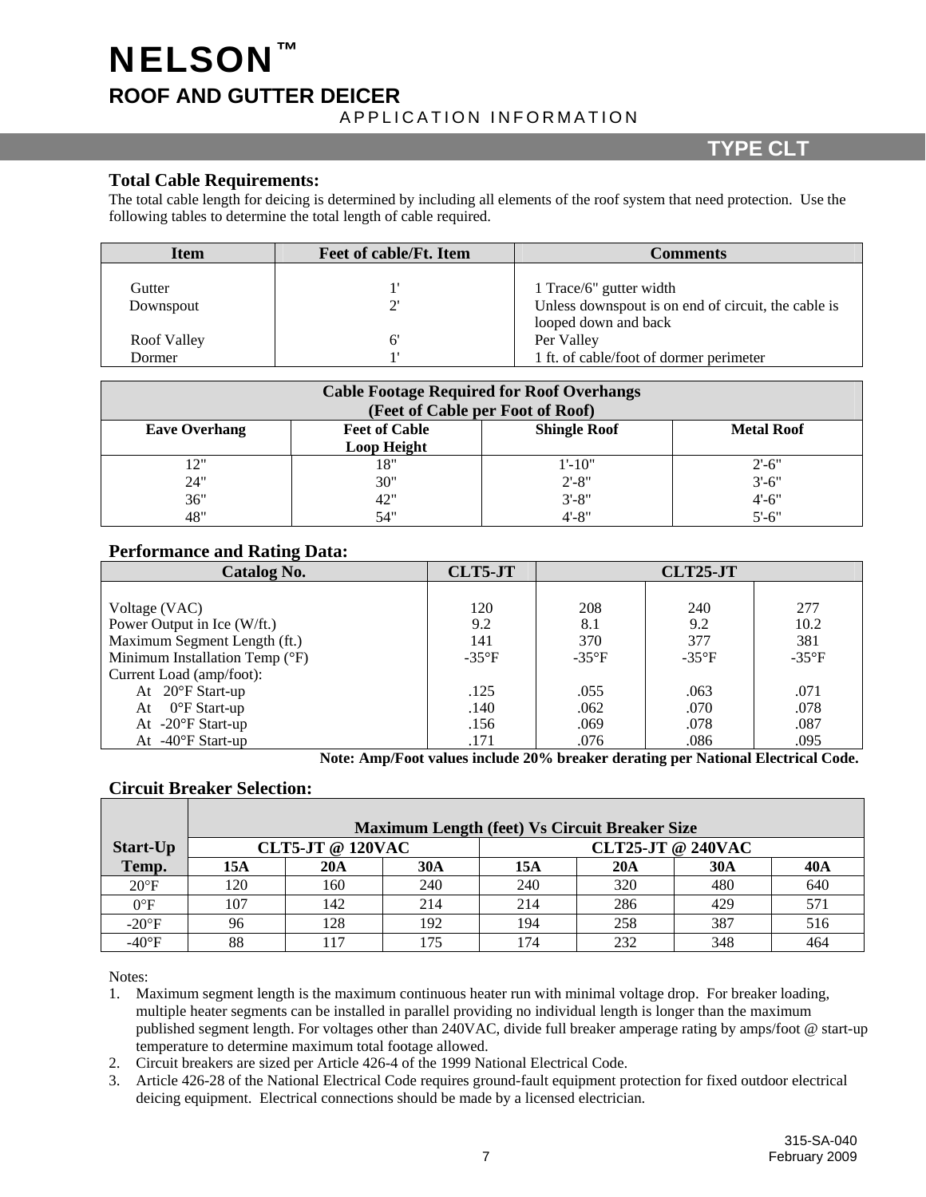# NELSON™

## ROOF AND GUTTER DEICER

APPLICATION INFORMATION

**TYPE CLT**

### Total Cable Requirements:

The total cable length for deicing is determined by including all elements of the roof system that need protection. Use the following tables to determine the total length of cable required.

| Item | Feet of cable/Ft. Item | Comments |
|---|---|---|
| Gutter | 1' | 1 Trace/6" gutter width |
| Downspout | 2' | Unless downspout is on end of circuit, the cable is looped down and back |
| Roof Valley | 6' | Per Valley |
| Dormer | 1' | 1 ft. of cable/foot of dormer perimeter |

| Cable Footage Required for Roof Overhangs (Feet of Cable per Foot of Roof) | | | |
|---|---|---|---|
| **Eave Overhang** | **Feet of Cable Loop Height** | **Shingle Roof** | **Metal Roof** |
| 12" | 18" | 1'-10" | 2'-6" |
| 24" | 30" | 2'-8" | 3'-6" |
| 36" | 42" | 3'-8" | 4'-6" |
| 48" | 54" | 4'-8" | 5'-6" |

### Performance and Rating Data:

| Catalog No. | CLT5-JT | CLT25-JT | | |
|---|---|---|---|---|
| Voltage (VAC) | 120 | 208 | 240 | 277 |
| Power Output in Ice (W/ft.) | 9.2 | 8.1 | 9.2 | 10.2 |
| Maximum Segment Length (ft.) | 141 | 370 | 377 | 381 |
| Minimum Installation Temp (°F) | -35°F | -35°F | -35°F | -35°F |
| Current Load (amp/foot): | | | | |
| At 20°F Start-up | .125 | .055 | .063 | .071 |
| At 0°F Start-up | .140 | .062 | .070 | .078 |
| At -20°F Start-up | .156 | .069 | .078 | .087 |
| At -40°F Start-up | .171 | .076 | .086 | .095 |

**Note: Amp/Foot values include 20% breaker derating per National Electrical Code.**

### Circuit Breaker Selection:

| Start-Up Temp. | Maximum Length (feet) Vs Circuit Breaker Size | | | | | | |
|---|---|---|---|---|---|---|---|
| | **CLT5-JT @ 120VAC** | | | **CLT25-JT @ 240VAC** | | | |
| | **15A** | **20A** | **30A** | **15A** | **20A** | **30A** | **40A** |
| 20°F | 120 | 160 | 240 | 240 | 320 | 480 | 640 |
| 0°F | 107 | 142 | 214 | 214 | 286 | 429 | 571 |
| -20°F | 96 | 128 | 192 | 194 | 258 | 387 | 516 |
| -40°F | 88 | 117 | 175 | 174 | 232 | 348 | 464 |

Notes:

1. Maximum segment length is the maximum continuous heater run with minimal voltage drop. For breaker loading, multiple heater segments can be installed in parallel providing no individual length is longer than the maximum published segment length. For voltages other than 240VAC, divide full breaker amperage rating by amps/foot @ start-up temperature to determine maximum total footage allowed.
2. Circuit breakers are sized per Article 426-4 of the 1999 National Electrical Code.
3. Article 426-28 of the National Electrical Code requires ground-fault equipment protection for fixed outdoor electrical deicing equipment. Electrical connections should be made by a licensed electrician.

315-SA-040
February 2009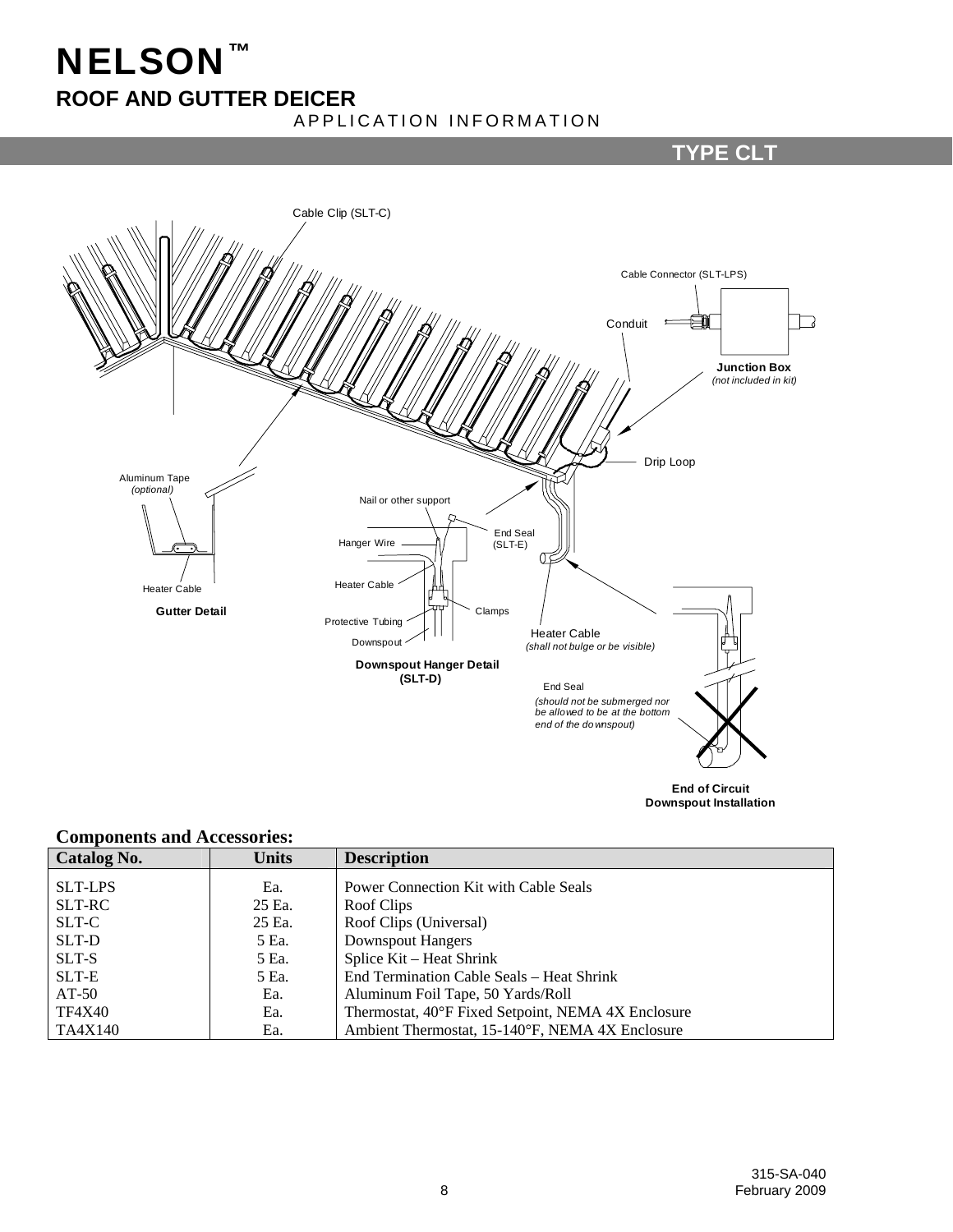# NELSON™

## ROOF AND GUTTER DEICER

APPLICATION INFORMATION

**TYPE CLT**

Cable Clip (SLT-C)

Cable Connector (SLT-LPS)

Conduit

**Junction Box**
*(not included in kit)*

Drip Loop

Aluminum Tape
*(optional)*

Heater Cable

**Gutter Detail**

Nail or other support

Hanger Wire

End Seal (SLT-E)

Heater Cable

Clamps

Protective Tubing

Downspout

**Downspout Hanger Detail (SLT-D)**

Heater Cable
*(shall not bulge or be visible)*

End Seal
*(should not be submerged nor be allowed to be at the bottom end of the downspout)*

**End of Circuit Downspout Installation**

### Components and Accessories:

| Catalog No. | Units | Description |
|---|---|---|
| SLT-LPS | Ea. | Power Connection Kit with Cable Seals |
| SLT-RC | 25 Ea. | Roof Clips |
| SLT-C | 25 Ea. | Roof Clips (Universal) |
| SLT-D | 5 Ea. | Downspout Hangers |
| SLT-S | 5 Ea. | Splice Kit – Heat Shrink |
| SLT-E | 5 Ea. | End Termination Cable Seals – Heat Shrink |
| AT-50 | Ea. | Aluminum Foil Tape, 50 Yards/Roll |
| TF4X40 | Ea. | Thermostat, 40°F Fixed Setpoint, NEMA 4X Enclosure |
| TA4X140 | Ea. | Ambient Thermostat, 15-140°F, NEMA 4X Enclosure |

315-SA-040
February 2009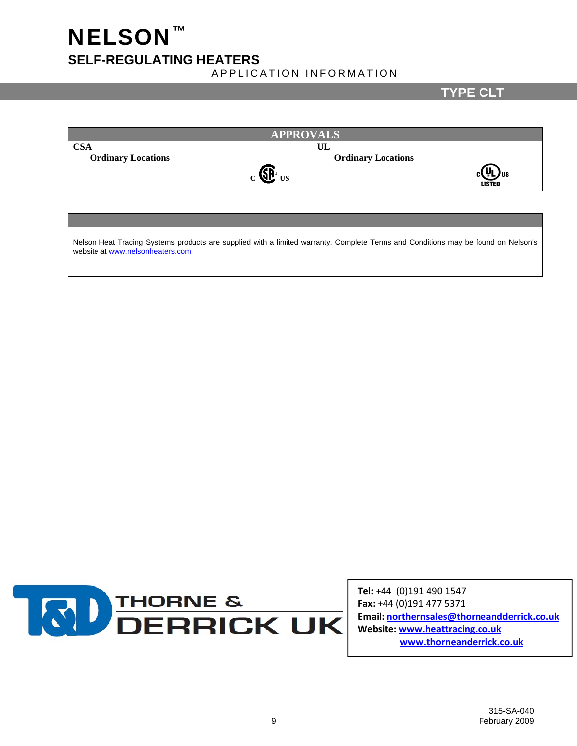# NELSON™

## SELF-REGULATING HEATERS

APPLICATION INFORMATION

**TYPE CLT**

| APPROVALS | |
|---|---|
| **CSA**<br>**Ordinary Locations**<br>C US | **UL**<br>**Ordinary Locations**<br>c UL us LISTED |

Nelson Heat Tracing Systems products are supplied with a limited warranty. Complete Terms and Conditions may be found on Nelson's website at www.nelsonheaters.com.

THORNE & DERRICK UK

**Tel:** +44 (0)191 490 1547
**Fax:** +44 (0)191 477 5371
**Email:** northernsales@thorneandderrick.co.uk
**Website:** www.heattracing.co.uk
www.thorneanderrick.co.uk

315-SA-040
February 2009